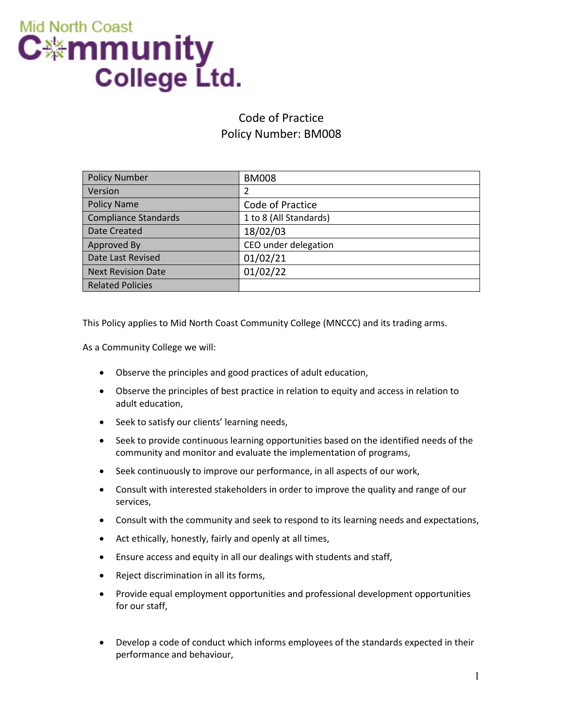Mid North Coast Community College Ltd.

# Code of Practice
## Policy Number: BM008

| Policy Number | BM008 |
| --- | --- |
| Version | 2 |
| Policy Name | Code of Practice |
| Compliance Standards | 1 to 8 (All Standards) |
| Date Created | 18/02/03 |
| Approved By | CEO under delegation |
| Date Last Revised | 01/02/21 |
| Next Revision Date | 01/02/22 |
| Related Policies | |

This Policy applies to Mid North Coast Community College (MNCCC) and its trading arms.

As a Community College we will:

- Observe the principles and good practices of adult education,
- Observe the principles of best practice in relation to equity and access in relation to adult education,
- Seek to satisfy our clients' learning needs,
- Seek to provide continuous learning opportunities based on the identified needs of the community and monitor and evaluate the implementation of programs,
- Seek continuously to improve our performance, in all aspects of our work,
- Consult with interested stakeholders in order to improve the quality and range of our services,
- Consult with the community and seek to respond to its learning needs and expectations,
- Act ethically, honestly, fairly and openly at all times,
- Ensure access and equity in all our dealings with students and staff,
- Reject discrimination in all its forms,
- Provide equal employment opportunities and professional development opportunities for our staff,
- Develop a code of conduct which informs employees of the standards expected in their performance and behaviour,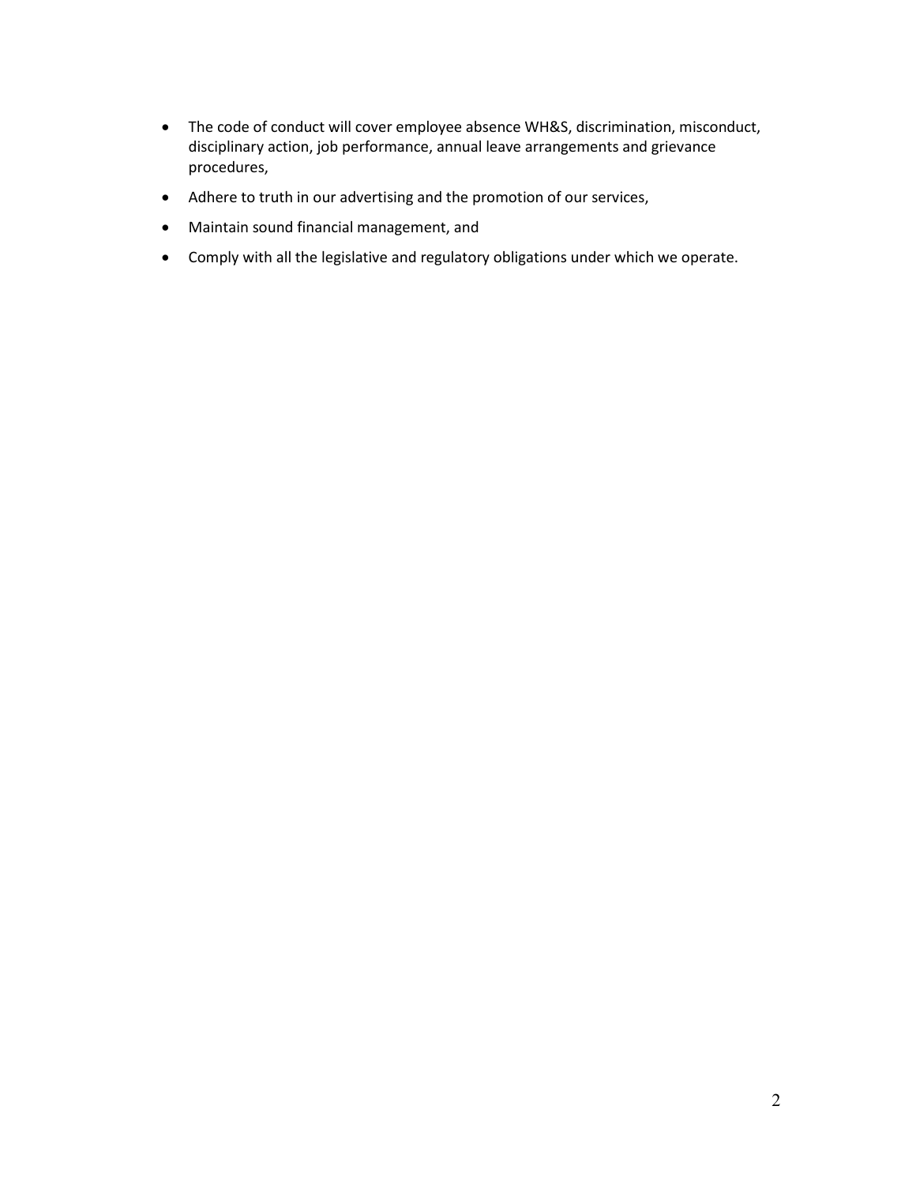- The code of conduct will cover employee absence WH&S, discrimination, misconduct, disciplinary action, job performance, annual leave arrangements and grievance procedures,
- Adhere to truth in our advertising and the promotion of our services,
- Maintain sound financial management, and
- Comply with all the legislative and regulatory obligations under which we operate.